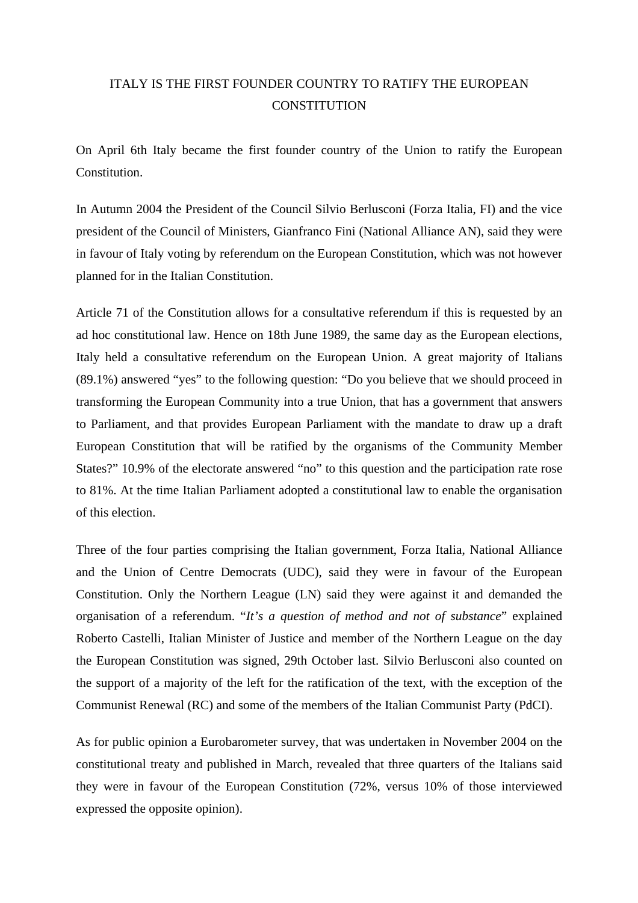# ITALY IS THE FIRST FOUNDER COUNTRY TO RATIFY THE EUROPEAN CONSTITUTION

On April 6th Italy became the first founder country of the Union to ratify the European Constitution.

In Autumn 2004 the President of the Council Silvio Berlusconi (Forza Italia, FI) and the vice president of the Council of Ministers, Gianfranco Fini (National Alliance AN), said they were in favour of Italy voting by referendum on the European Constitution, which was not however planned for in the Italian Constitution.

Article 71 of the Constitution allows for a consultative referendum if this is requested by an ad hoc constitutional law. Hence on 18th June 1989, the same day as the European elections, Italy held a consultative referendum on the European Union. A great majority of Italians (89.1%) answered "yes" to the following question: "Do you believe that we should proceed in transforming the European Community into a true Union, that has a government that answers to Parliament, and that provides European Parliament with the mandate to draw up a draft European Constitution that will be ratified by the organisms of the Community Member States?" 10.9% of the electorate answered "no" to this question and the participation rate rose to 81%. At the time Italian Parliament adopted a constitutional law to enable the organisation of this election.

Three of the four parties comprising the Italian government, Forza Italia, National Alliance and the Union of Centre Democrats (UDC), said they were in favour of the European Constitution. Only the Northern League (LN) said they were against it and demanded the organisation of a referendum. "*It's a question of method and not of substance*" explained Roberto Castelli, Italian Minister of Justice and member of the Northern League on the day the European Constitution was signed, 29th October last. Silvio Berlusconi also counted on the support of a majority of the left for the ratification of the text, with the exception of the Communist Renewal (RC) and some of the members of the Italian Communist Party (PdCI).

As for public opinion a Eurobarometer survey, that was undertaken in November 2004 on the constitutional treaty and published in March, revealed that three quarters of the Italians said they were in favour of the European Constitution (72%, versus 10% of those interviewed expressed the opposite opinion).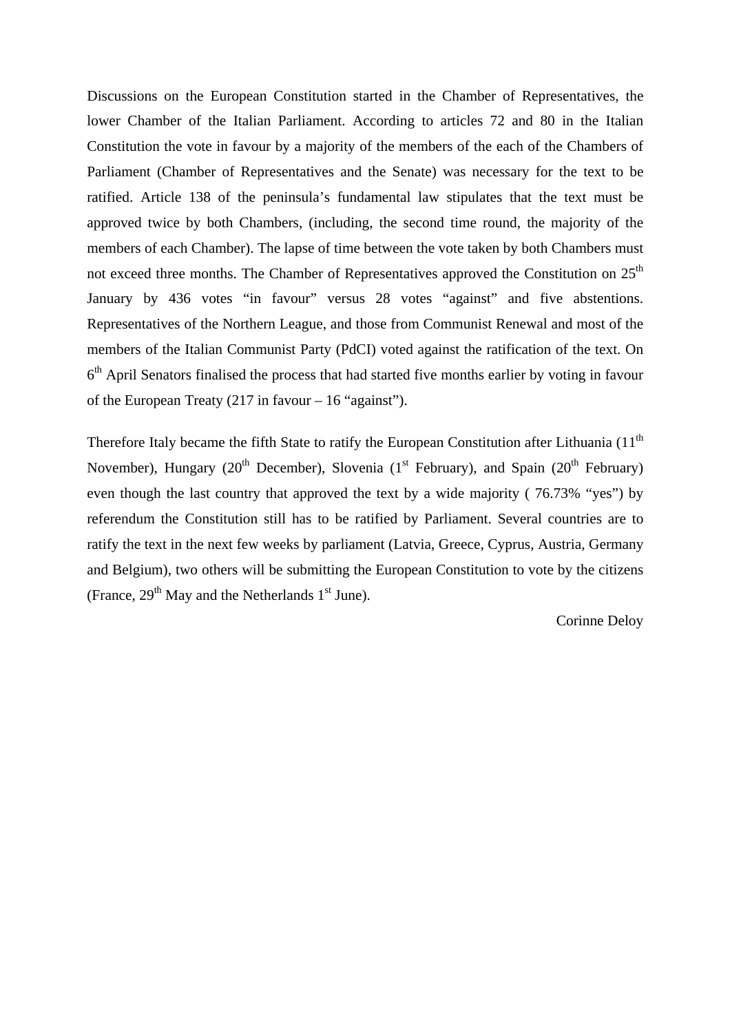Discussions on the European Constitution started in the Chamber of Representatives, the lower Chamber of the Italian Parliament. According to articles 72 and 80 in the Italian Constitution the vote in favour by a majority of the members of the each of the Chambers of Parliament (Chamber of Representatives and the Senate) was necessary for the text to be ratified. Article 138 of the peninsula's fundamental law stipulates that the text must be approved twice by both Chambers, (including, the second time round, the majority of the members of each Chamber). The lapse of time between the vote taken by both Chambers must not exceed three months. The Chamber of Representatives approved the Constitution on 25th January by 436 votes "in favour" versus 28 votes "against" and five abstentions. Representatives of the Northern League, and those from Communist Renewal and most of the members of the Italian Communist Party (PdCI) voted against the ratification of the text. On 6th April Senators finalised the process that had started five months earlier by voting in favour of the European Treaty (217 in favour – 16 "against").

Therefore Italy became the fifth State to ratify the European Constitution after Lithuania (11th November), Hungary (20th December), Slovenia (1st February), and Spain (20th February) even though the last country that approved the text by a wide majority ( 76.73% "yes") by referendum the Constitution still has to be ratified by Parliament. Several countries are to ratify the text in the next few weeks by parliament (Latvia, Greece, Cyprus, Austria, Germany and Belgium), two others will be submitting the European Constitution to vote by the citizens (France, 29th May and the Netherlands 1st June).

Corinne Deloy